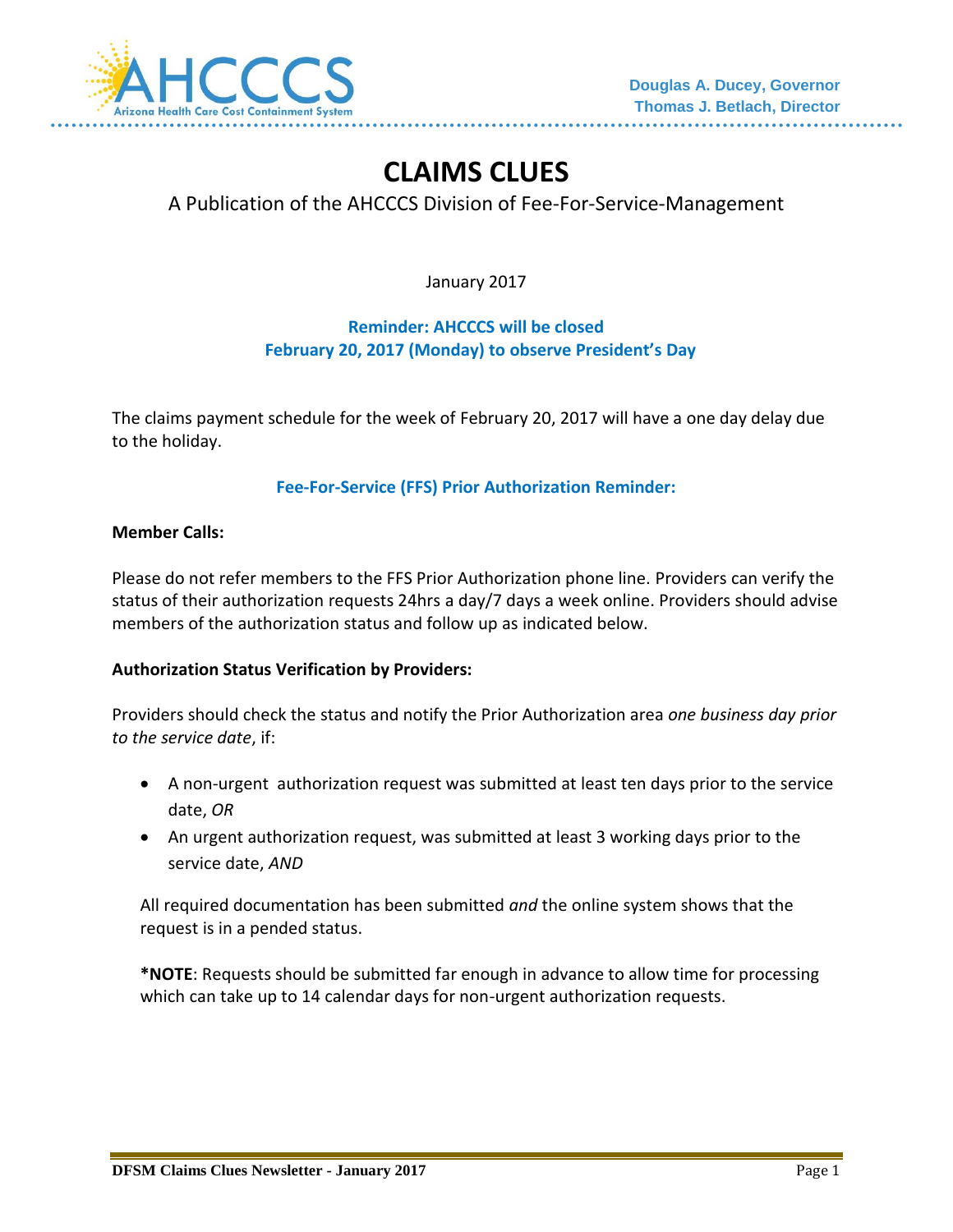Douglas A. Ducey, Governor
Thomas J. Betlach, Director

# CLAIMS CLUES

A Publication of the AHCCCS Division of Fee-For-Service-Management

January 2017

**Reminder: AHCCCS will be closed**
**February 20, 2017 (Monday) to observe President's Day**

The claims payment schedule for the week of February 20, 2017 will have a one day delay due to the holiday.

## Fee-For-Service (FFS) Prior Authorization Reminder:

**Member Calls:**

Please do not refer members to the FFS Prior Authorization phone line. Providers can verify the status of their authorization requests 24hrs a day/7 days a week online. Providers should advise members of the authorization status and follow up as indicated below.

**Authorization Status Verification by Providers:**

Providers should check the status and notify the Prior Authorization area *one business day prior to the service date*, if:

- A non-urgent authorization request was submitted at least ten days prior to the service date, *OR*
- An urgent authorization request, was submitted at least 3 working days prior to the service date, *AND*

All required documentation has been submitted *and* the online system shows that the request is in a pended status.

***NOTE**: Requests should be submitted far enough in advance to allow time for processing which can take up to 14 calendar days for non-urgent authorization requests.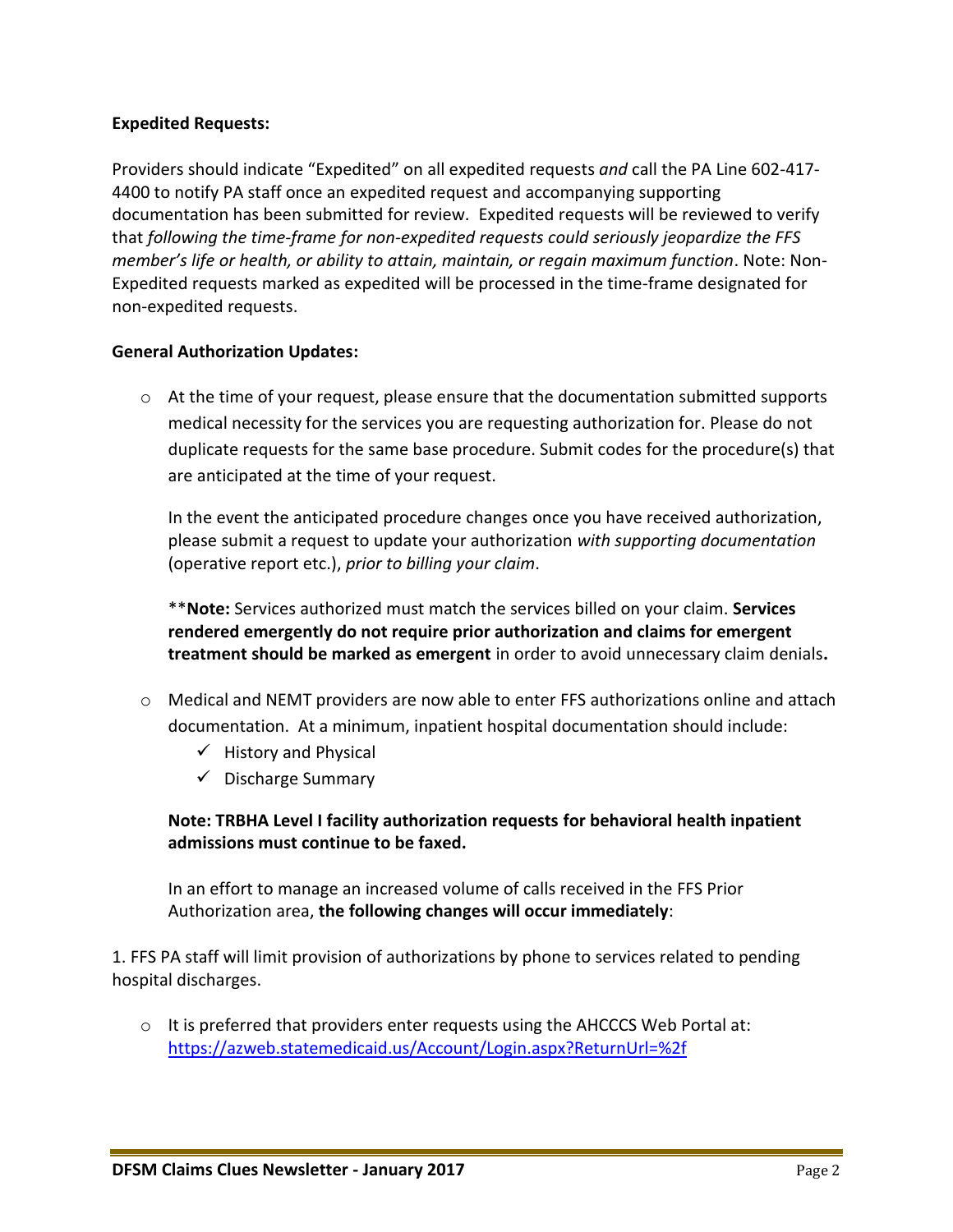**Expedited Requests:**

Providers should indicate "Expedited" on all expedited requests *and* call the PA Line 602-417-4400 to notify PA staff once an expedited request and accompanying supporting documentation has been submitted for review. Expedited requests will be reviewed to verify that *following the time-frame for non-expedited requests could seriously jeopardize the FFS member's life or health, or ability to attain, maintain, or regain maximum function*. Note: Non-Expedited requests marked as expedited will be processed in the time-frame designated for non-expedited requests.

**General Authorization Updates:**

- At the time of your request, please ensure that the documentation submitted supports medical necessity for the services you are requesting authorization for. Please do not duplicate requests for the same base procedure. Submit codes for the procedure(s) that are anticipated at the time of your request.

  In the event the anticipated procedure changes once you have received authorization, please submit a request to update your authorization *with supporting documentation* (operative report etc.), *prior to billing your claim*.

  \*\***Note:** Services authorized must match the services billed on your claim. **Services rendered emergently do not require prior authorization and claims for emergent treatment should be marked as emergent** in order to avoid unnecessary claim denials**.**

- Medical and NEMT providers are now able to enter FFS authorizations online and attach documentation. At a minimum, inpatient hospital documentation should include:
  - ✓ History and Physical
  - ✓ Discharge Summary

  **Note: TRBHA Level I facility authorization requests for behavioral health inpatient admissions must continue to be faxed.**

  In an effort to manage an increased volume of calls received in the FFS Prior Authorization area, **the following changes will occur immediately**:

1. FFS PA staff will limit provision of authorizations by phone to services related to pending hospital discharges.

- It is preferred that providers enter requests using the AHCCCS Web Portal at: https://azweb.statemedicaid.us/Account/Login.aspx?ReturnUrl=%2f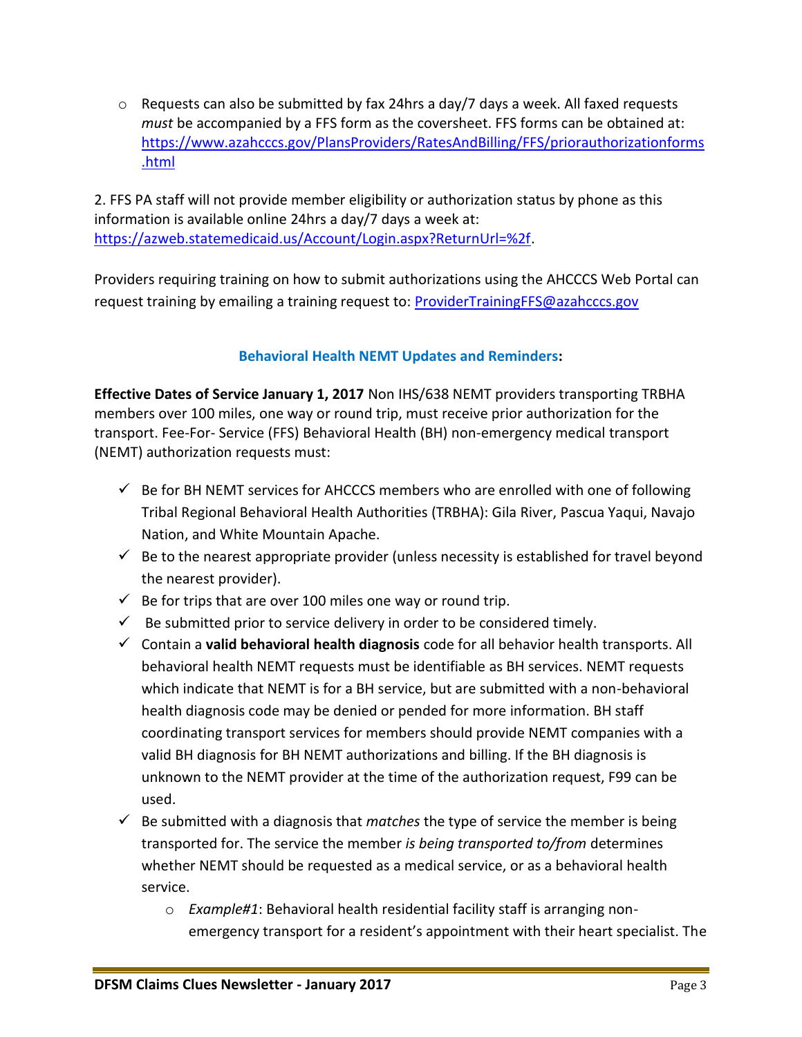- Requests can also be submitted by fax 24hrs a day/7 days a week. All faxed requests *must* be accompanied by a FFS form as the coversheet. FFS forms can be obtained at: https://www.azahcccs.gov/PlansProviders/RatesAndBilling/FFS/priorauthorizationforms.html

2. FFS PA staff will not provide member eligibility or authorization status by phone as this information is available online 24hrs a day/7 days a week at: https://azweb.statemedicaid.us/Account/Login.aspx?ReturnUrl=%2f.

Providers requiring training on how to submit authorizations using the AHCCCS Web Portal can request training by emailing a training request to: ProviderTrainingFFS@azahcccs.gov

## Behavioral Health NEMT Updates and Reminders:

**Effective Dates of Service January 1, 2017** Non IHS/638 NEMT providers transporting TRBHA members over 100 miles, one way or round trip, must receive prior authorization for the transport. Fee-For- Service (FFS) Behavioral Health (BH) non-emergency medical transport (NEMT) authorization requests must:

- ✓ Be for BH NEMT services for AHCCCS members who are enrolled with one of following Tribal Regional Behavioral Health Authorities (TRBHA): Gila River, Pascua Yaqui, Navajo Nation, and White Mountain Apache.
- ✓ Be to the nearest appropriate provider (unless necessity is established for travel beyond the nearest provider).
- ✓ Be for trips that are over 100 miles one way or round trip.
- ✓ Be submitted prior to service delivery in order to be considered timely.
- ✓ Contain a **valid behavioral health diagnosis** code for all behavior health transports. All behavioral health NEMT requests must be identifiable as BH services. NEMT requests which indicate that NEMT is for a BH service, but are submitted with a non-behavioral health diagnosis code may be denied or pended for more information. BH staff coordinating transport services for members should provide NEMT companies with a valid BH diagnosis for BH NEMT authorizations and billing. If the BH diagnosis is unknown to the NEMT provider at the time of the authorization request, F99 can be used.
- ✓ Be submitted with a diagnosis that *matches* the type of service the member is being transported for. The service the member *is being transported to/from* determines whether NEMT should be requested as a medical service, or as a behavioral health service.
    - *Example#1*: Behavioral health residential facility staff is arranging non-emergency transport for a resident's appointment with their heart specialist. The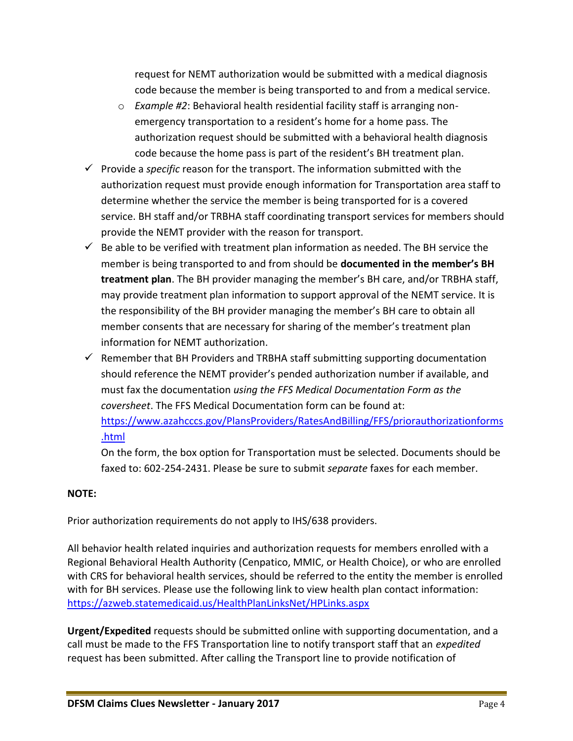request for NEMT authorization would be submitted with a medical diagnosis code because the member is being transported to and from a medical service.

  - *Example #2*: Behavioral health residential facility staff is arranging non-emergency transportation to a resident's home for a home pass. The authorization request should be submitted with a behavioral health diagnosis code because the home pass is part of the resident's BH treatment plan.

- ✓ Provide a *specific* reason for the transport. The information submitted with the authorization request must provide enough information for Transportation area staff to determine whether the service the member is being transported for is a covered service. BH staff and/or TRBHA staff coordinating transport services for members should provide the NEMT provider with the reason for transport.
- ✓ Be able to be verified with treatment plan information as needed. The BH service the member is being transported to and from should be **documented in the member's BH treatment plan**. The BH provider managing the member's BH care, and/or TRBHA staff, may provide treatment plan information to support approval of the NEMT service. It is the responsibility of the BH provider managing the member's BH care to obtain all member consents that are necessary for sharing of the member's treatment plan information for NEMT authorization.
- ✓ Remember that BH Providers and TRBHA staff submitting supporting documentation should reference the NEMT provider's pended authorization number if available, and must fax the documentation *using the FFS Medical Documentation Form as the coversheet*. The FFS Medical Documentation form can be found at: [https://www.azahcccs.gov/PlansProviders/RatesAndBilling/FFS/priorauthorizationforms.html](https://www.azahcccs.gov/PlansProviders/RatesAndBilling/FFS/priorauthorizationforms.html)

  On the form, the box option for Transportation must be selected. Documents should be faxed to: 602-254-2431. Please be sure to submit *separate* faxes for each member.

**NOTE:**

Prior authorization requirements do not apply to IHS/638 providers.

All behavior health related inquiries and authorization requests for members enrolled with a Regional Behavioral Health Authority (Cenpatico, MMIC, or Health Choice), or who are enrolled with CRS for behavioral health services, should be referred to the entity the member is enrolled with for BH services. Please use the following link to view health plan contact information: [https://azweb.statemedicaid.us/HealthPlanLinksNet/HPLinks.aspx](https://azweb.statemedicaid.us/HealthPlanLinksNet/HPLinks.aspx)

**Urgent/Expedited** requests should be submitted online with supporting documentation, and a call must be made to the FFS Transportation line to notify transport staff that an *expedited* request has been submitted. After calling the Transport line to provide notification of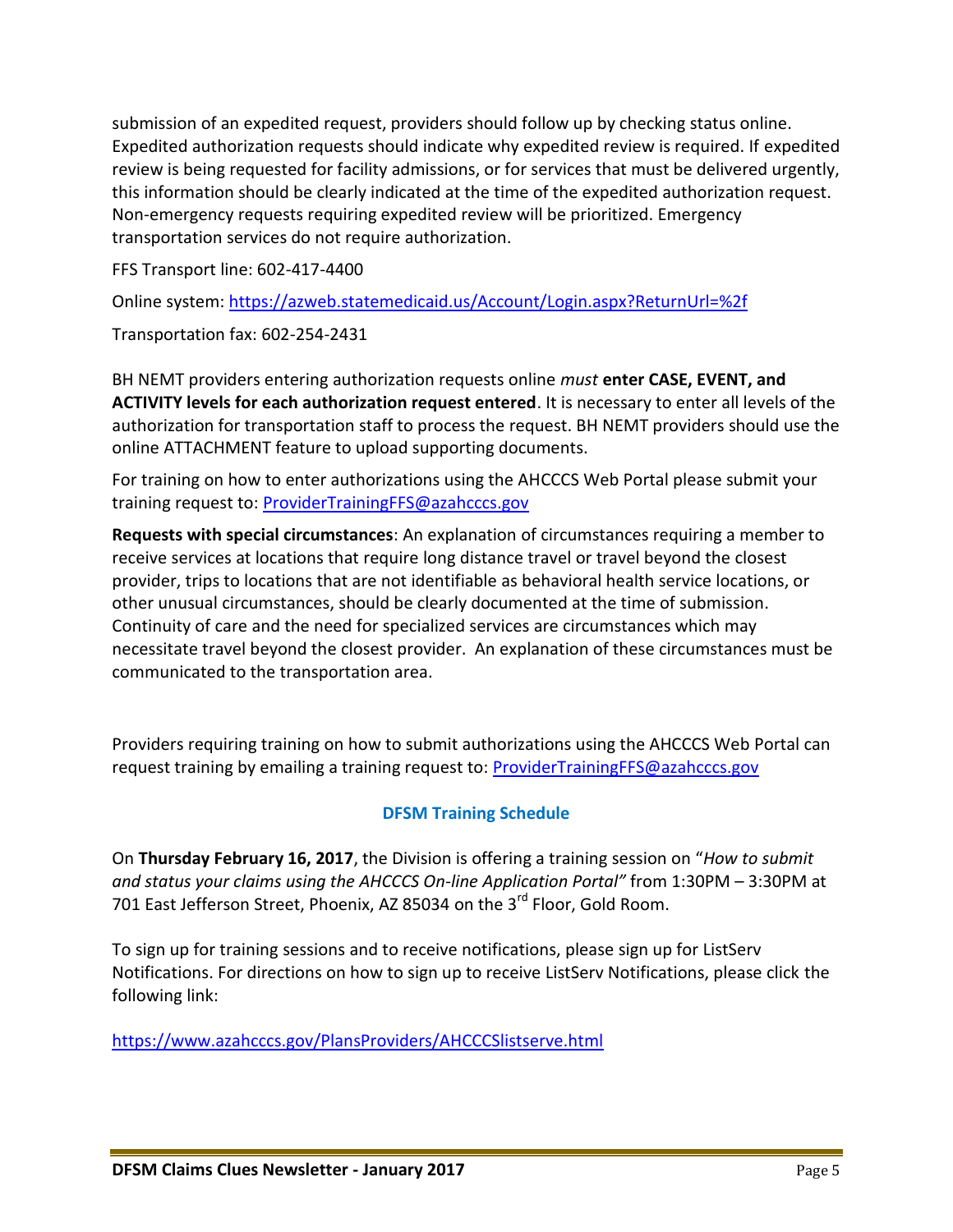submission of an expedited request, providers should follow up by checking status online. Expedited authorization requests should indicate why expedited review is required. If expedited review is being requested for facility admissions, or for services that must be delivered urgently, this information should be clearly indicated at the time of the expedited authorization request. Non-emergency requests requiring expedited review will be prioritized. Emergency transportation services do not require authorization.

FFS Transport line: 602-417-4400

Online system: https://azweb.statemedicaid.us/Account/Login.aspx?ReturnUrl=%2f

Transportation fax: 602-254-2431

BH NEMT providers entering authorization requests online *must* **enter CASE, EVENT, and ACTIVITY levels for each authorization request entered**. It is necessary to enter all levels of the authorization for transportation staff to process the request. BH NEMT providers should use the online ATTACHMENT feature to upload supporting documents.

For training on how to enter authorizations using the AHCCCS Web Portal please submit your training request to: ProviderTrainingFFS@azahcccs.gov

**Requests with special circumstances**: An explanation of circumstances requiring a member to receive services at locations that require long distance travel or travel beyond the closest provider, trips to locations that are not identifiable as behavioral health service locations, or other unusual circumstances, should be clearly documented at the time of submission. Continuity of care and the need for specialized services are circumstances which may necessitate travel beyond the closest provider. An explanation of these circumstances must be communicated to the transportation area.

Providers requiring training on how to submit authorizations using the AHCCCS Web Portal can request training by emailing a training request to: ProviderTrainingFFS@azahcccs.gov

## DFSM Training Schedule

On **Thursday February 16, 2017**, the Division is offering a training session on "*How to submit and status your claims using the AHCCCS On-line Application Portal"* from 1:30PM – 3:30PM at 701 East Jefferson Street, Phoenix, AZ 85034 on the 3rd Floor, Gold Room.

To sign up for training sessions and to receive notifications, please sign up for ListServ Notifications. For directions on how to sign up to receive ListServ Notifications, please click the following link:

https://www.azahcccs.gov/PlansProviders/AHCCCSlistserve.html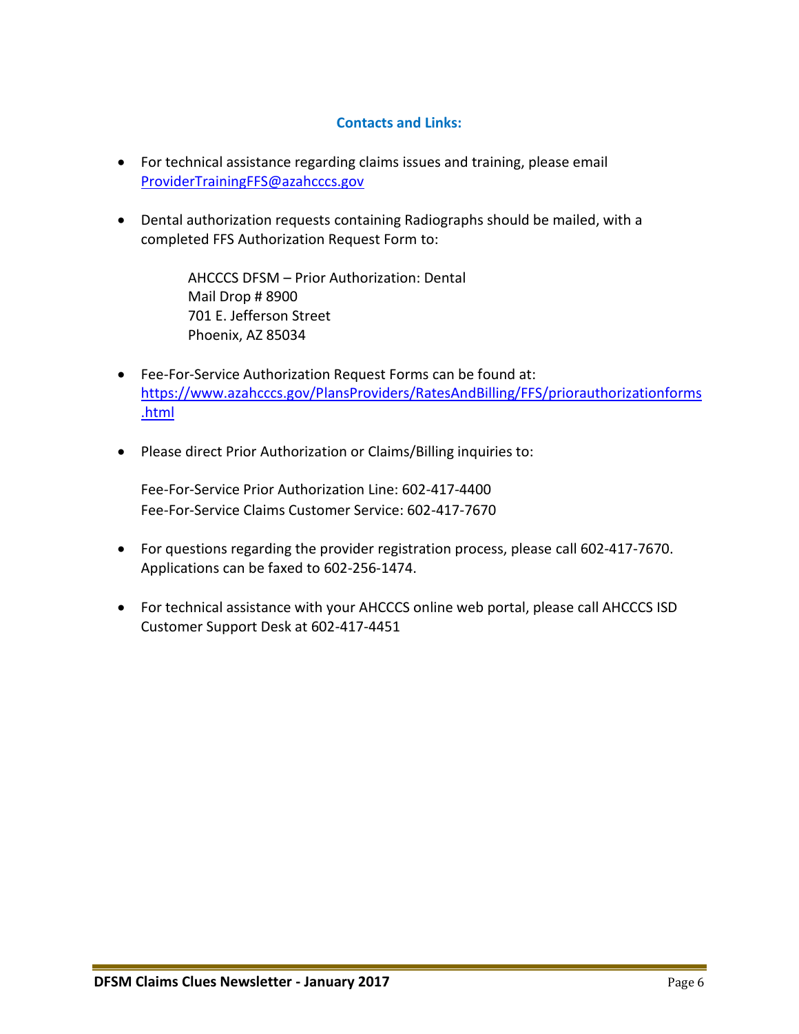## Contacts and Links:

- For technical assistance regarding claims issues and training, please email ProviderTrainingFFS@azahcccs.gov

- Dental authorization requests containing Radiographs should be mailed, with a completed FFS Authorization Request Form to:

  AHCCCS DFSM – Prior Authorization: Dental
  Mail Drop # 8900
  701 E. Jefferson Street
  Phoenix, AZ 85034

- Fee-For-Service Authorization Request Forms can be found at: https://www.azahcccs.gov/PlansProviders/RatesAndBilling/FFS/priorauthorizationforms.html

- Please direct Prior Authorization or Claims/Billing inquiries to:

  Fee-For-Service Prior Authorization Line: 602-417-4400
  Fee-For-Service Claims Customer Service: 602-417-7670

- For questions regarding the provider registration process, please call 602-417-7670. Applications can be faxed to 602-256-1474.

- For technical assistance with your AHCCCS online web portal, please call AHCCCS ISD Customer Support Desk at 602-417-4451